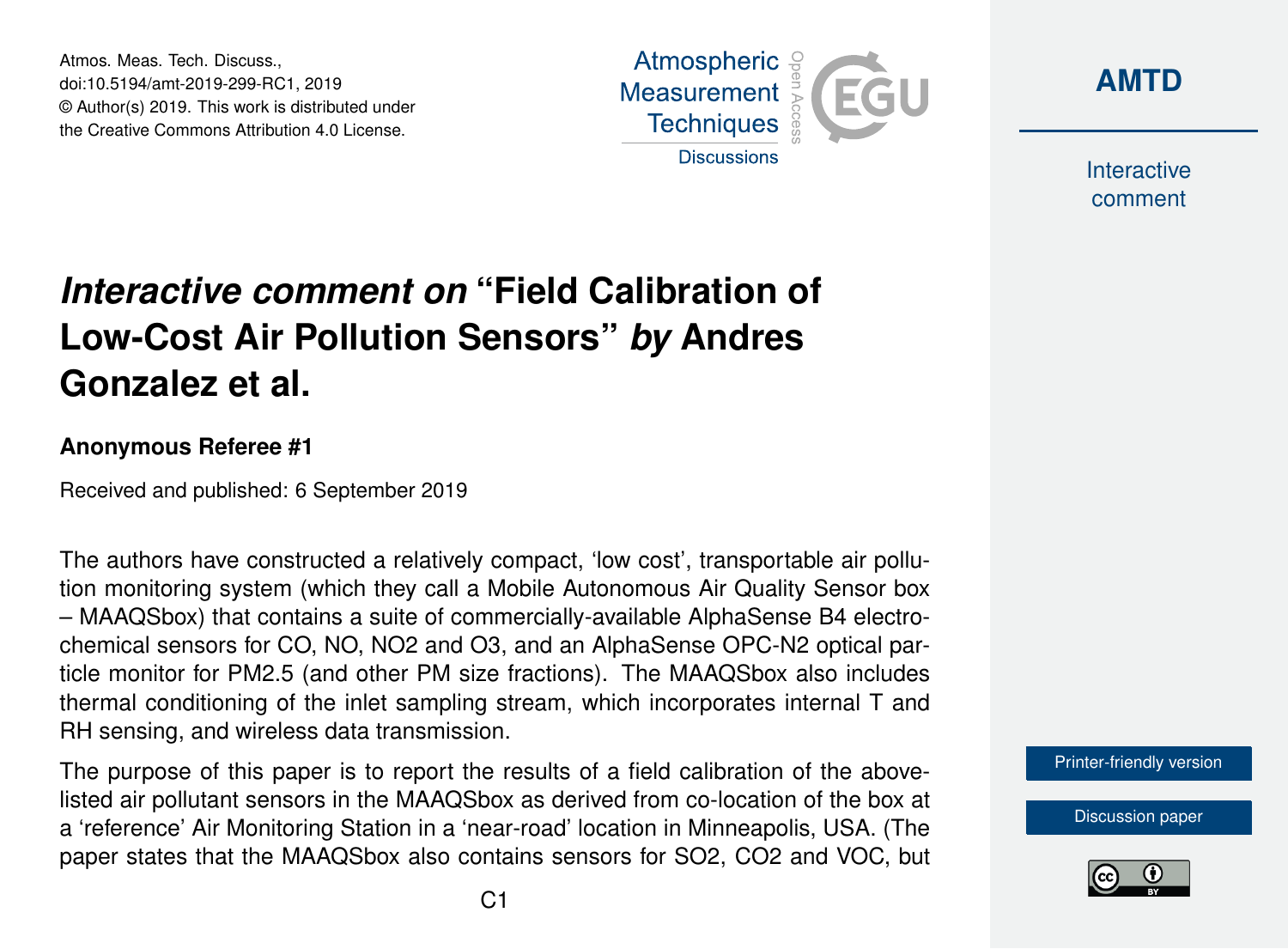Atmos. Meas. Tech. Discuss.,
doi:10.5194/amt-2019-299-RC1, 2019
© Author(s) 2019. This work is distributed under
the Creative Commons Attribution 4.0 License.

# *Interactive comment on* "Field Calibration of Low-Cost Air Pollution Sensors" *by* Andres Gonzalez et al.

**Anonymous Referee #1**

Received and published: 6 September 2019

The authors have constructed a relatively compact, 'low cost', transportable air pollution monitoring system (which they call a Mobile Autonomous Air Quality Sensor box – MAAQSbox) that contains a suite of commercially-available AlphaSense B4 electrochemical sensors for CO, NO, NO2 and O3, and an AlphaSense OPC-N2 optical particle monitor for PM2.5 (and other PM size fractions). The MAAQSbox also includes thermal conditioning of the inlet sampling stream, which incorporates internal T and RH sensing, and wireless data transmission.

The purpose of this paper is to report the results of a field calibration of the above-listed air pollutant sensors in the MAAQSbox as derived from co-location of the box at a 'reference' Air Monitoring Station in a 'near-road' location in Minneapolis, USA. (The paper states that the MAAQSbox also contains sensors for SO2, CO2 and VOC, but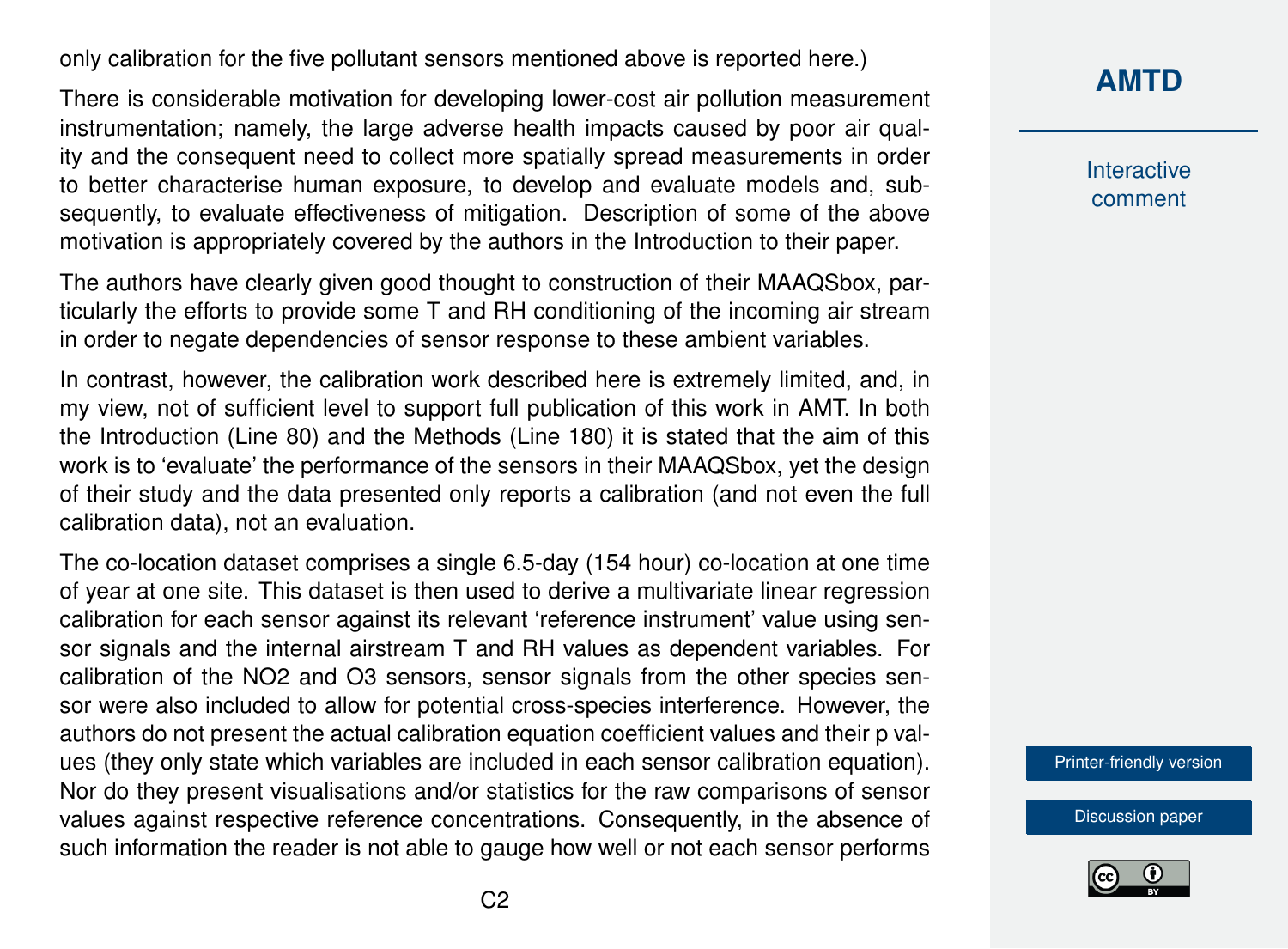only calibration for the five pollutant sensors mentioned above is reported here.)

There is considerable motivation for developing lower-cost air pollution measurement instrumentation; namely, the large adverse health impacts caused by poor air quality and the consequent need to collect more spatially spread measurements in order to better characterise human exposure, to develop and evaluate models and, subsequently, to evaluate effectiveness of mitigation. Description of some of the above motivation is appropriately covered by the authors in the Introduction to their paper.

The authors have clearly given good thought to construction of their MAAQSbox, particularly the efforts to provide some T and RH conditioning of the incoming air stream in order to negate dependencies of sensor response to these ambient variables.

In contrast, however, the calibration work described here is extremely limited, and, in my view, not of sufficient level to support full publication of this work in AMT. In both the Introduction (Line 80) and the Methods (Line 180) it is stated that the aim of this work is to 'evaluate' the performance of the sensors in their MAAQSbox, yet the design of their study and the data presented only reports a calibration (and not even the full calibration data), not an evaluation.

The co-location dataset comprises a single 6.5-day (154 hour) co-location at one time of year at one site. This dataset is then used to derive a multivariate linear regression calibration for each sensor against its relevant 'reference instrument' value using sensor signals and the internal airstream T and RH values as dependent variables. For calibration of the $NO_2$ and $O_3$ sensors, sensor signals from the other species sensor were also included to allow for potential cross-species interference. However, the authors do not present the actual calibration equation coefficient values and their p values (they only state which variables are included in each sensor calibration equation). Nor do they present visualisations and/or statistics for the raw comparisons of sensor values against respective reference concentrations. Consequently, in the absence of such information the reader is not able to gauge how well or not each sensor performs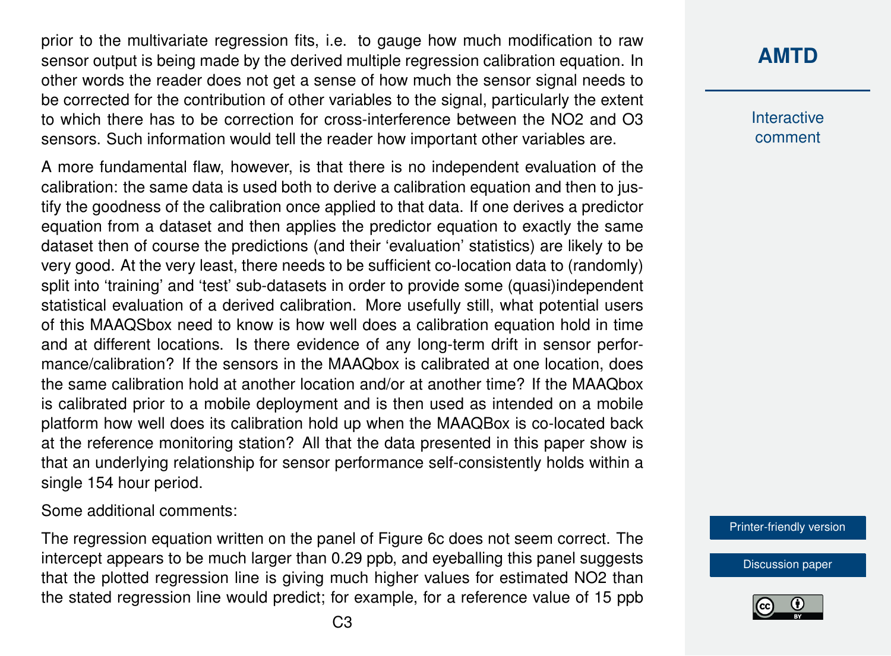prior to the multivariate regression fits, i.e. to gauge how much modification to raw sensor output is being made by the derived multiple regression calibration equation. In other words the reader does not get a sense of how much the sensor signal needs to be corrected for the contribution of other variables to the signal, particularly the extent to which there has to be correction for cross-interference between the $NO_2$ and $O_3$ sensors. Such information would tell the reader how important other variables are.

A more fundamental flaw, however, is that there is no independent evaluation of the calibration: the same data is used both to derive a calibration equation and then to justify the goodness of the calibration once applied to that data. If one derives a predictor equation from a dataset and then applies the predictor equation to exactly the same dataset then of course the predictions (and their 'evaluation' statistics) are likely to be very good. At the very least, there needs to be sufficient co-location data to (randomly) split into 'training' and 'test' sub-datasets in order to provide some (quasi)independent statistical evaluation of a derived calibration. More usefully still, what potential users of this MAAQSbox need to know is how well does a calibration equation hold in time and at different locations. Is there evidence of any long-term drift in sensor performance/calibration? If the sensors in the MAAQbox is calibrated at one location, does the same calibration hold at another location and/or at another time? If the MAAQbox is calibrated prior to a mobile deployment and is then used as intended on a mobile platform how well does its calibration hold up when the MAAQBox is co-located back at the reference monitoring station? All that the data presented in this paper show is that an underlying relationship for sensor performance self-consistently holds within a single 154 hour period.

Some additional comments:

The regression equation written on the panel of Figure 6c does not seem correct. The intercept appears to be much larger than 0.29 ppb, and eyeballing this panel suggests that the plotted regression line is giving much higher values for estimated $NO_2$ than the stated regression line would predict; for example, for a reference value of 15 ppb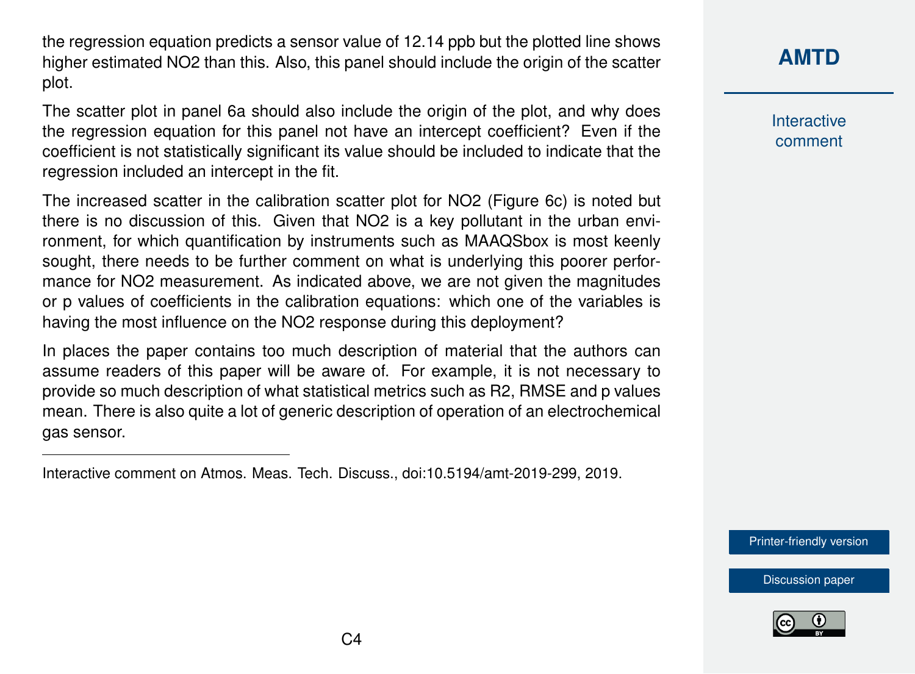the regression equation predicts a sensor value of 12.14 ppb but the plotted line shows higher estimated $NO_2$ than this. Also, this panel should include the origin of the scatter plot.

The scatter plot in panel 6a should also include the origin of the plot, and why does the regression equation for this panel not have an intercept coefficient? Even if the coefficient is not statistically significant its value should be included to indicate that the regression included an intercept in the fit.

The increased scatter in the calibration scatter plot for $NO_2$ (Figure 6c) is noted but there is no discussion of this. Given that $NO_2$ is a key pollutant in the urban environment, for which quantification by instruments such as MAAQSbox is most keenly sought, there needs to be further comment on what is underlying this poorer performance for $NO_2$ measurement. As indicated above, we are not given the magnitudes or p values of coefficients in the calibration equations: which one of the variables is having the most influence on the $NO_2$ response during this deployment?

In places the paper contains too much description of material that the authors can assume readers of this paper will be aware of. For example, it is not necessary to provide so much description of what statistical metrics such as $R^2$, RMSE and p values mean. There is also quite a lot of generic description of operation of an electrochemical gas sensor.

---

Interactive comment on Atmos. Meas. Tech. Discuss., doi:10.5194/amt-2019-299, 2019.